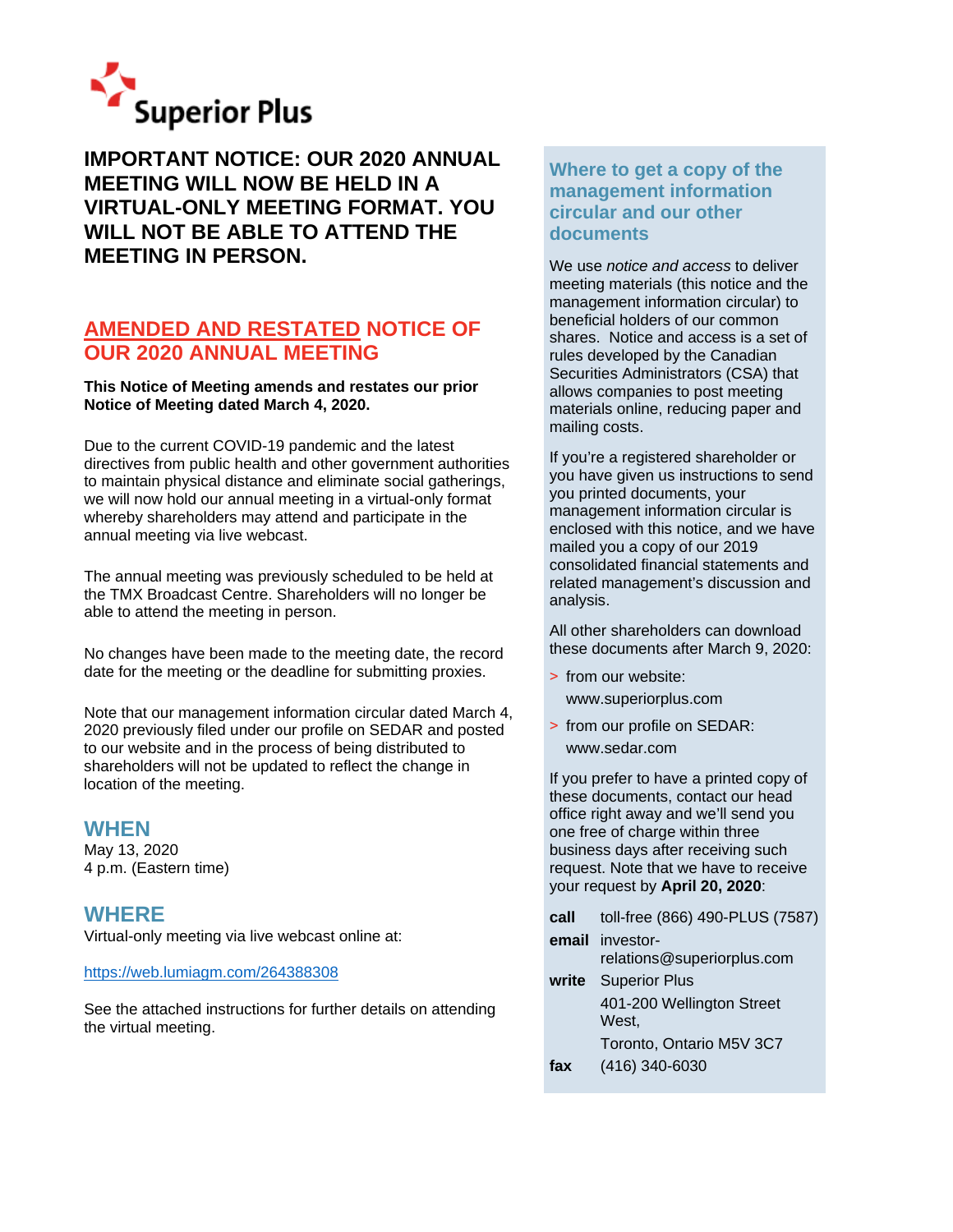Superior Plus

# IMPORTANT NOTICE: OUR 2020 ANNUAL MEETING WILL NOW BE HELD IN A VIRTUAL-ONLY MEETING FORMAT. YOU WILL NOT BE ABLE TO ATTEND THE MEETING IN PERSON.

## AMENDED AND RESTATED NOTICE OF OUR 2020 ANNUAL MEETING

**This Notice of Meeting amends and restates our prior Notice of Meeting dated March 4, 2020.**

Due to the current COVID-19 pandemic and the latest directives from public health and other government authorities to maintain physical distance and eliminate social gatherings, we will now hold our annual meeting in a virtual-only format whereby shareholders may attend and participate in the annual meeting via live webcast.

The annual meeting was previously scheduled to be held at the TMX Broadcast Centre. Shareholders will no longer be able to attend the meeting in person.

No changes have been made to the meeting date, the record date for the meeting or the deadline for submitting proxies.

Note that our management information circular dated March 4, 2020 previously filed under our profile on SEDAR and posted to our website and in the process of being distributed to shareholders will not be updated to reflect the change in location of the meeting.

### WHEN

May 13, 2020
4 p.m. (Eastern time)

### WHERE

Virtual-only meeting via live webcast online at:

https://web.lumiagm.com/264388308

See the attached instructions for further details on attending the virtual meeting.

### Where to get a copy of the management information circular and our other documents

We use *notice and access* to deliver meeting materials (this notice and the management information circular) to beneficial holders of our common shares. Notice and access is a set of rules developed by the Canadian Securities Administrators (CSA) that allows companies to post meeting materials online, reducing paper and mailing costs.

If you're a registered shareholder or you have given us instructions to send you printed documents, your management information circular is enclosed with this notice, and we have mailed you a copy of our 2019 consolidated financial statements and related management's discussion and analysis.

All other shareholders can download these documents after March 9, 2020:

- from our website: www.superiorplus.com
- from our profile on SEDAR: www.sedar.com

If you prefer to have a printed copy of these documents, contact our head office right away and we'll send you one free of charge within three business days after receiving such request. Note that we have to receive your request by **April 20, 2020**:

**call** toll-free (866) 490-PLUS (7587)

**email** investor-relations@superiorplus.com

**write** Superior Plus
401-200 Wellington Street West,
Toronto, Ontario M5V 3C7

**fax** (416) 340-6030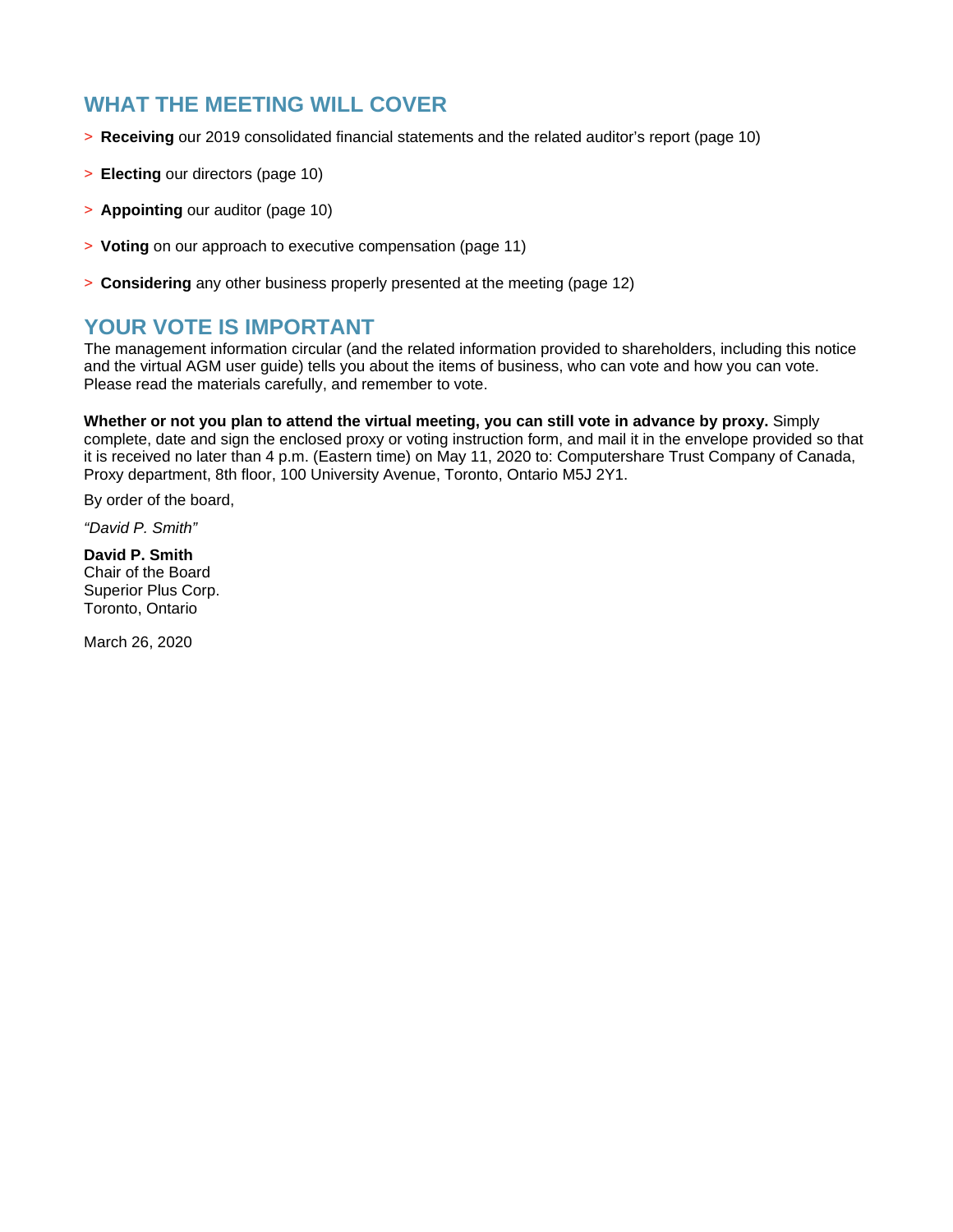## WHAT THE MEETING WILL COVER

> **Receiving** our 2019 consolidated financial statements and the related auditor's report (page 10)

> **Electing** our directors (page 10)

> **Appointing** our auditor (page 10)

> **Voting** on our approach to executive compensation (page 11)

> **Considering** any other business properly presented at the meeting (page 12)

## YOUR VOTE IS IMPORTANT

The management information circular (and the related information provided to shareholders, including this notice and the virtual AGM user guide) tells you about the items of business, who can vote and how you can vote. Please read the materials carefully, and remember to vote.

**Whether or not you plan to attend the virtual meeting, you can still vote in advance by proxy.** Simply complete, date and sign the enclosed proxy or voting instruction form, and mail it in the envelope provided so that it is received no later than 4 p.m. (Eastern time) on May 11, 2020 to: Computershare Trust Company of Canada, Proxy department, 8th floor, 100 University Avenue, Toronto, Ontario M5J 2Y1.

By order of the board,

*"David P. Smith"*

**David P. Smith**
Chair of the Board
Superior Plus Corp.
Toronto, Ontario

March 26, 2020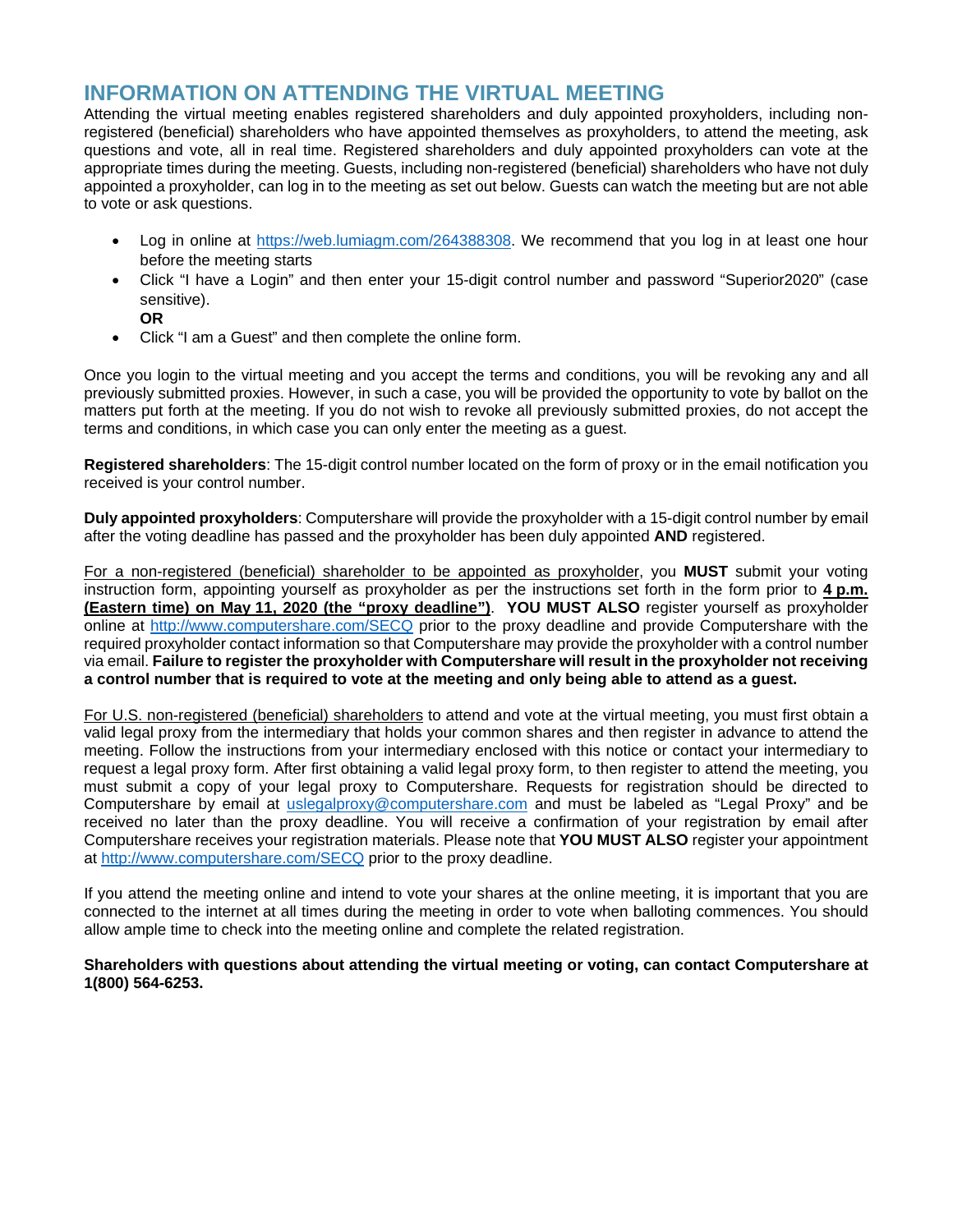## INFORMATION ON ATTENDING THE VIRTUAL MEETING

Attending the virtual meeting enables registered shareholders and duly appointed proxyholders, including non-registered (beneficial) shareholders who have appointed themselves as proxyholders, to attend the meeting, ask questions and vote, all in real time. Registered shareholders and duly appointed proxyholders can vote at the appropriate times during the meeting. Guests, including non-registered (beneficial) shareholders who have not duly appointed a proxyholder, can log in to the meeting as set out below. Guests can watch the meeting but are not able to vote or ask questions.

- Log in online at https://web.lumiagm.com/264388308. We recommend that you log in at least one hour before the meeting starts
- Click "I have a Login" and then enter your 15-digit control number and password "Superior2020" (case sensitive).
  **OR**
- Click "I am a Guest" and then complete the online form.

Once you login to the virtual meeting and you accept the terms and conditions, you will be revoking any and all previously submitted proxies. However, in such a case, you will be provided the opportunity to vote by ballot on the matters put forth at the meeting. If you do not wish to revoke all previously submitted proxies, do not accept the terms and conditions, in which case you can only enter the meeting as a guest.

**Registered shareholders**: The 15-digit control number located on the form of proxy or in the email notification you received is your control number.

**Duly appointed proxyholders**: Computershare will provide the proxyholder with a 15-digit control number by email after the voting deadline has passed and the proxyholder has been duly appointed **AND** registered.

For a non-registered (beneficial) shareholder to be appointed as proxyholder, you **MUST** submit your voting instruction form, appointing yourself as proxyholder as per the instructions set forth in the form prior to **4 p.m. (Eastern time) on May 11, 2020 (the "proxy deadline")**. **YOU MUST ALSO** register yourself as proxyholder online at http://www.computershare.com/SECQ prior to the proxy deadline and provide Computershare with the required proxyholder contact information so that Computershare may provide the proxyholder with a control number via email. **Failure to register the proxyholder with Computershare will result in the proxyholder not receiving a control number that is required to vote at the meeting and only being able to attend as a guest.**

For U.S. non-registered (beneficial) shareholders to attend and vote at the virtual meeting, you must first obtain a valid legal proxy from the intermediary that holds your common shares and then register in advance to attend the meeting. Follow the instructions from your intermediary enclosed with this notice or contact your intermediary to request a legal proxy form. After first obtaining a valid legal proxy form, to then register to attend the meeting, you must submit a copy of your legal proxy to Computershare. Requests for registration should be directed to Computershare by email at uslegalproxy@computershare.com and must be labeled as "Legal Proxy" and be received no later than the proxy deadline. You will receive a confirmation of your registration by email after Computershare receives your registration materials. Please note that **YOU MUST ALSO** register your appointment at http://www.computershare.com/SECQ prior to the proxy deadline.

If you attend the meeting online and intend to vote your shares at the online meeting, it is important that you are connected to the internet at all times during the meeting in order to vote when balloting commences. You should allow ample time to check into the meeting online and complete the related registration.

**Shareholders with questions about attending the virtual meeting or voting, can contact Computershare at 1(800) 564-6253.**